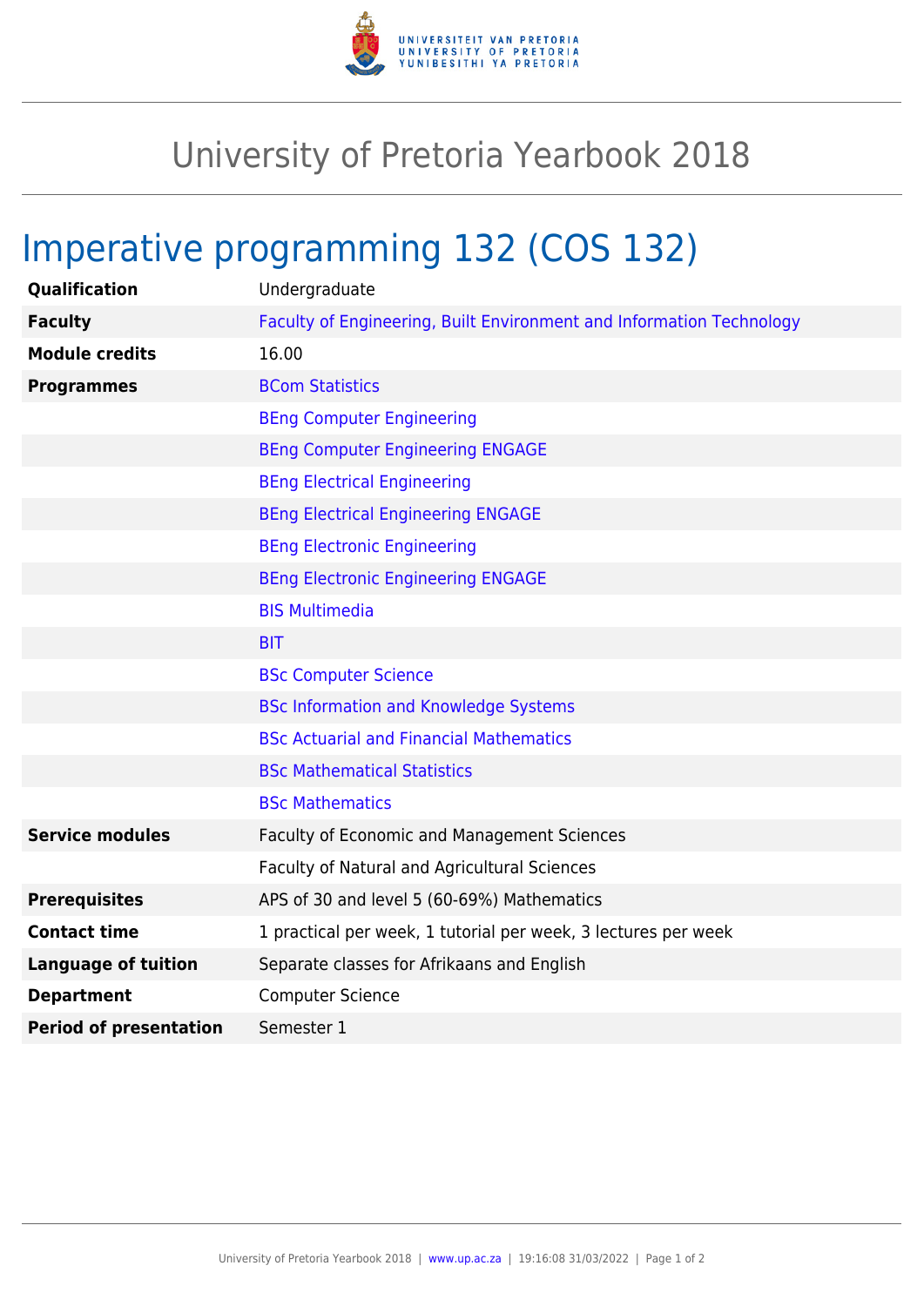# University of Pretoria Yearbook 2018

## Imperative programming 132 (COS 132)

| | |
|---|---|
| **Qualification** | Undergraduate |
| **Faculty** | Faculty of Engineering, Built Environment and Information Technology |
| **Module credits** | 16.00 |
| **Programmes** | BCom Statistics |
| | BEng Computer Engineering |
| | BEng Computer Engineering ENGAGE |
| | BEng Electrical Engineering |
| | BEng Electrical Engineering ENGAGE |
| | BEng Electronic Engineering |
| | BEng Electronic Engineering ENGAGE |
| | BIS Multimedia |
| | BIT |
| | BSc Computer Science |
| | BSc Information and Knowledge Systems |
| | BSc Actuarial and Financial Mathematics |
| | BSc Mathematical Statistics |
| | BSc Mathematics |
| **Service modules** | Faculty of Economic and Management Sciences |
| | Faculty of Natural and Agricultural Sciences |
| **Prerequisites** | APS of 30 and level 5 (60-69%) Mathematics |
| **Contact time** | 1 practical per week, 1 tutorial per week, 3 lectures per week |
| **Language of tuition** | Separate classes for Afrikaans and English |
| **Department** | Computer Science |
| **Period of presentation** | Semester 1 |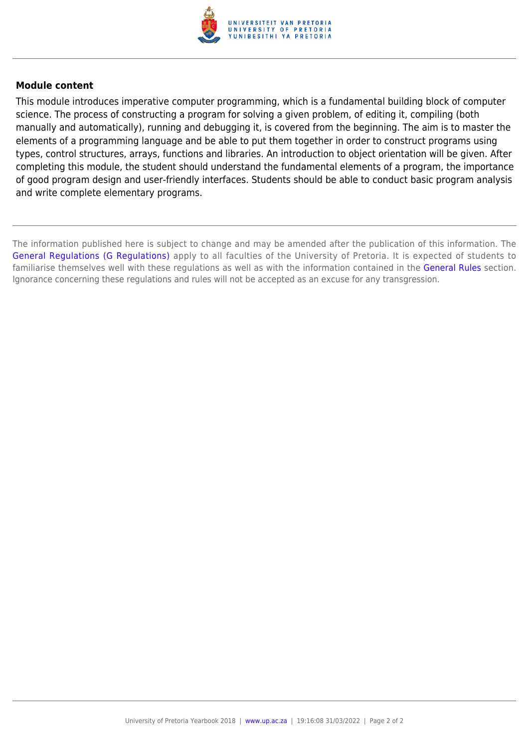**Module content**

This module introduces imperative computer programming, which is a fundamental building block of computer science. The process of constructing a program for solving a given problem, of editing it, compiling (both manually and automatically), running and debugging it, is covered from the beginning. The aim is to master the elements of a programming language and be able to put them together in order to construct programs using types, control structures, arrays, functions and libraries. An introduction to object orientation will be given. After completing this module, the student should understand the fundamental elements of a program, the importance of good program design and user-friendly interfaces. Students should be able to conduct basic program analysis and write complete elementary programs.

The information published here is subject to change and may be amended after the publication of this information. The General Regulations (G Regulations) apply to all faculties of the University of Pretoria. It is expected of students to familiarise themselves well with these regulations as well as with the information contained in the General Rules section. Ignorance concerning these regulations and rules will not be accepted as an excuse for any transgression.